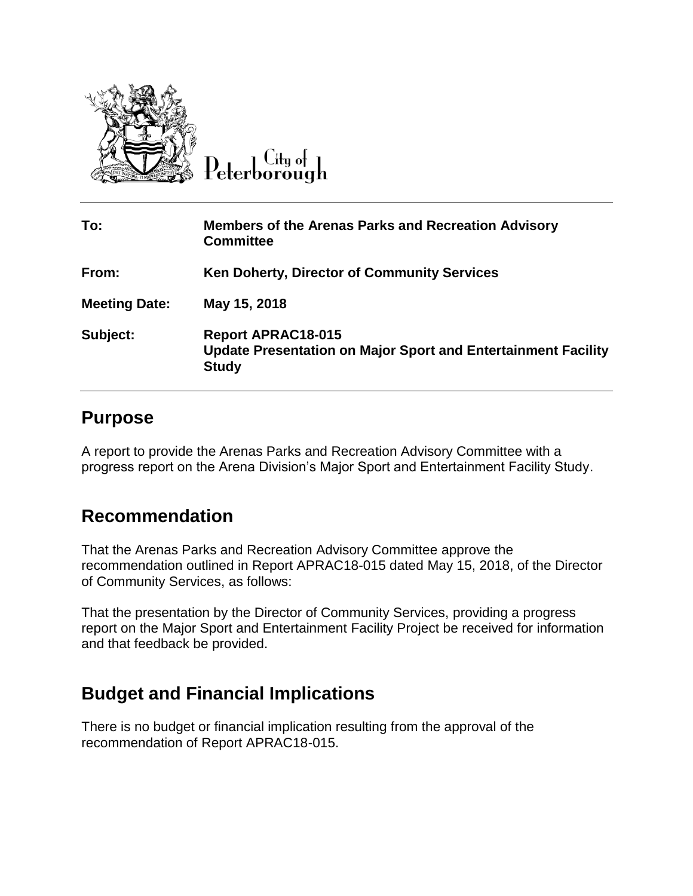City of Peterborough

| To: | Members of the Arenas Parks and Recreation Advisory Committee |
|---|---|
| From: | Ken Doherty, Director of Community Services |
| Meeting Date: | May 15, 2018 |
| Subject: | Report APRAC18-015 Update Presentation on Major Sport and Entertainment Facility Study |

## Purpose

A report to provide the Arenas Parks and Recreation Advisory Committee with a progress report on the Arena Division's Major Sport and Entertainment Facility Study.

## Recommendation

That the Arenas Parks and Recreation Advisory Committee approve the recommendation outlined in Report APRAC18-015 dated May 15, 2018, of the Director of Community Services, as follows:

That the presentation by the Director of Community Services, providing a progress report on the Major Sport and Entertainment Facility Project be received for information and that feedback be provided.

## Budget and Financial Implications

There is no budget or financial implication resulting from the approval of the recommendation of Report APRAC18-015.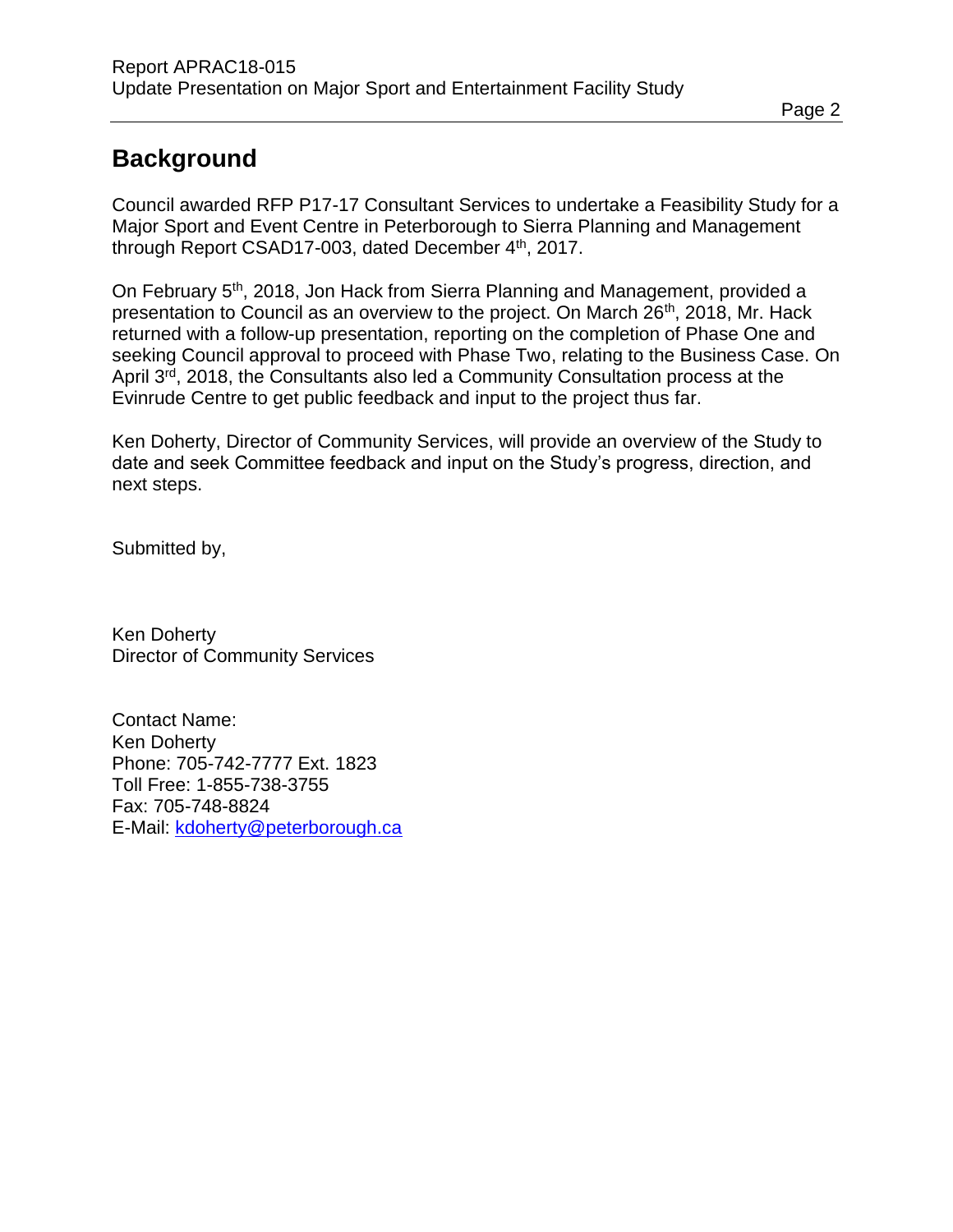## Background

Council awarded RFP P17-17 Consultant Services to undertake a Feasibility Study for a Major Sport and Event Centre in Peterborough to Sierra Planning and Management through Report CSAD17-003, dated December 4th, 2017.

On February 5th, 2018, Jon Hack from Sierra Planning and Management, provided a presentation to Council as an overview to the project. On March 26th, 2018, Mr. Hack returned with a follow-up presentation, reporting on the completion of Phase One and seeking Council approval to proceed with Phase Two, relating to the Business Case. On April 3rd, 2018, the Consultants also led a Community Consultation process at the Evinrude Centre to get public feedback and input to the project thus far.

Ken Doherty, Director of Community Services, will provide an overview of the Study to date and seek Committee feedback and input on the Study's progress, direction, and next steps.

Submitted by,

Ken Doherty
Director of Community Services

Contact Name:
Ken Doherty
Phone: 705-742-7777 Ext. 1823
Toll Free: 1-855-738-3755
Fax: 705-748-8824
E-Mail: kdoherty@peterborough.ca